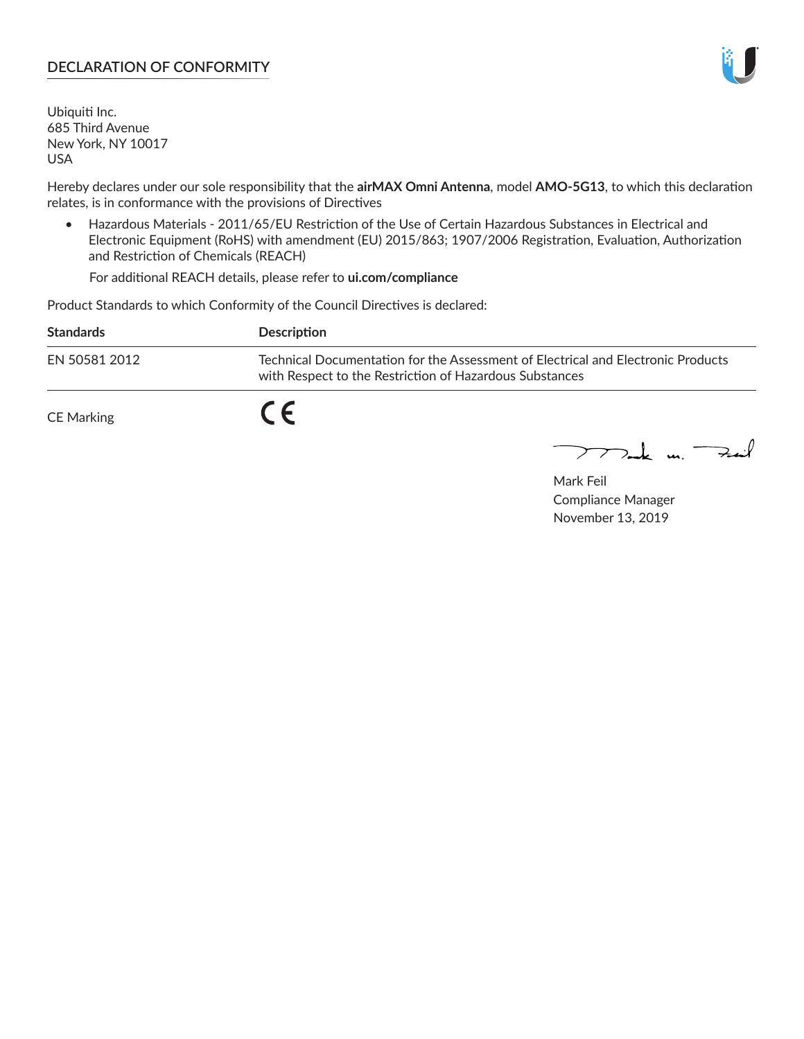## DECLARATION OF CONFORMITY

Ubiquiti Inc.
685 Third Avenue
New York, NY 10017
USA

Hereby declares under our sole responsibility that the **airMAX Omni Antenna**, model **AMO-5G13**, to which this declaration relates, is in conformance with the provisions of Directives

- Hazardous Materials - 2011/65/EU Restriction of the Use of Certain Hazardous Substances in Electrical and Electronic Equipment (RoHS) with amendment (EU) 2015/863; 1907/2006 Registration, Evaluation, Authorization and Restriction of Chemicals (REACH)

  For additional REACH details, please refer to **ui.com/compliance**

Product Standards to which Conformity of the Council Directives is declared:

| **Standards** | **Description** |
|---|---|
| EN 50581 2012 | Technical Documentation for the Assessment of Electrical and Electronic Products with Respect to the Restriction of Hazardous Substances |

CE Marking CE

Mark Feil
Compliance Manager
November 13, 2019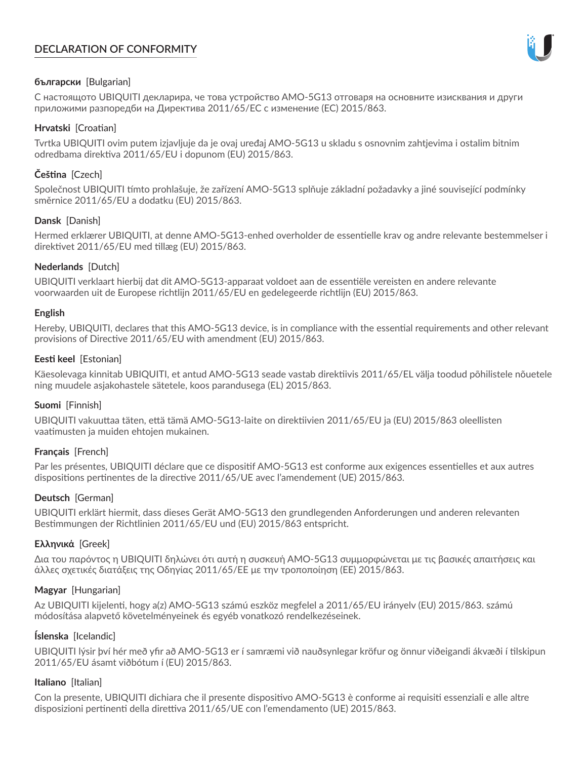# DECLARATION OF CONFORMITY

**български** [Bulgarian]

С настоящото UBIQUITI декларира, че това устройство AMO-5G13 отговаря на основните изисквания и други приложими разпоредби на Директива 2011/65/ЕС с изменение (ЕС) 2015/863.

**Hrvatski** [Croatian]

Tvrtka UBIQUITI ovim putem izjavljuje da je ovaj uređaj AMO-5G13 u skladu s osnovnim zahtjevima i ostalim bitnim odredbama direktiva 2011/65/EU i dopunom (EU) 2015/863.

**Čeština** [Czech]

Společnost UBIQUITI tímto prohlašuje, že zařízení AMO-5G13 splňuje základní požadavky a jiné související podmínky směrnice 2011/65/EU a dodatku (EU) 2015/863.

**Dansk** [Danish]

Hermed erklærer UBIQUITI, at denne AMO-5G13-enhed overholder de essentielle krav og andre relevante bestemmelser i direktivet 2011/65/EU med tillæg (EU) 2015/863.

**Nederlands** [Dutch]

UBIQUITI verklaart hierbij dat dit AMO-5G13-apparaat voldoet aan de essentiële vereisten en andere relevante voorwaarden uit de Europese richtlijn 2011/65/EU en gedelegeerde richtlijn (EU) 2015/863.

**English**

Hereby, UBIQUITI, declares that this AMO-5G13 device, is in compliance with the essential requirements and other relevant provisions of Directive 2011/65/EU with amendment (EU) 2015/863.

**Eesti keel** [Estonian]

Käesolevaga kinnitab UBIQUITI, et antud AMO-5G13 seade vastab direktiivis 2011/65/EL välja toodud põhilistele nõuetele ning muudele asjakohastele sätetele, koos parandusega (EL) 2015/863.

**Suomi** [Finnish]

UBIQUITI vakuuttaa täten, että tämä AMO-5G13-laite on direktiivien 2011/65/EU ja (EU) 2015/863 oleellisten vaatimusten ja muiden ehtojen mukainen.

**Français** [French]

Par les présentes, UBIQUITI déclare que ce dispositif AMO-5G13 est conforme aux exigences essentielles et aux autres dispositions pertinentes de la directive 2011/65/UE avec l'amendement (UE) 2015/863.

**Deutsch** [German]

UBIQUITI erklärt hiermit, dass dieses Gerät AMO-5G13 den grundlegenden Anforderungen und anderen relevanten Bestimmungen der Richtlinien 2011/65/EU und (EU) 2015/863 entspricht.

**Ελληνικά** [Greek]

Δια του παρόντος η UBIQUITI δηλώνει ότι αυτή η συσκευή AMO-5G13 συμμορφώνεται με τις βασικές απαιτήσεις και άλλες σχετικές διατάξεις της Οδηγίας 2011/65/ΕΕ με την τροποποίηση (ΕΕ) 2015/863.

**Magyar** [Hungarian]

Az UBIQUITI kijelenti, hogy a(z) AMO-5G13 számú eszköz megfelel a 2011/65/EU irányelv (EU) 2015/863. számú módosítása alapvető követelményeinek és egyéb vonatkozó rendelkezéseinek.

**Íslenska** [Icelandic]

UBIQUITI lýsir því hér með yfir að AMO-5G13 er í samræmi við nauðsynlegar kröfur og önnur viðeigandi ákvæði í tilskipun 2011/65/EU ásamt viðbótum í (EU) 2015/863.

**Italiano** [Italian]

Con la presente, UBIQUITI dichiara che il presente dispositivo AMO-5G13 è conforme ai requisiti essenziali e alle altre disposizioni pertinenti della direttiva 2011/65/UE con l'emendamento (UE) 2015/863.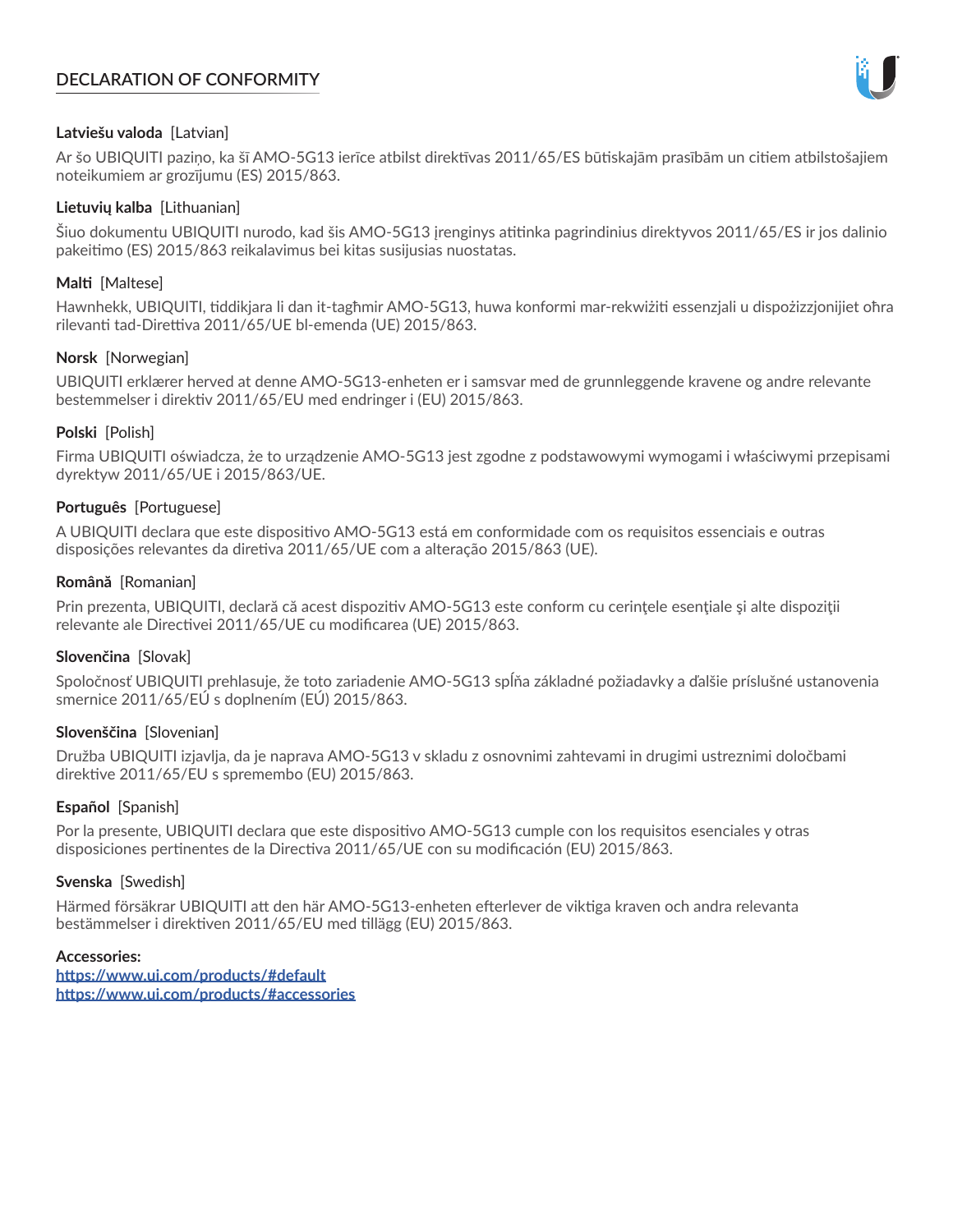## DECLARATION OF CONFORMITY

**Latviešu valoda** [Latvian]

Ar šo UBIQUITI paziņo, ka šī AMO-5G13 ierīce atbilst direktīvas 2011/65/ES būtiskajām prasībām un citiem atbilstošajiem noteikumiem ar grozījumu (ES) 2015/863.

**Lietuvių kalba** [Lithuanian]

Šiuo dokumentu UBIQUITI nurodo, kad šis AMO-5G13 įrenginys atitinka pagrindinius direktyvos 2011/65/ES ir jos dalinio pakeitimo (ES) 2015/863 reikalavimus bei kitas susijusias nuostatas.

**Malti** [Maltese]

Hawnhekk, UBIQUITI, tiddikjara li dan it-tagħmir AMO-5G13, huwa konformi mar-rekwiżiti essenzjali u dispożizzjonijiet oħra rilevanti tad-Direttiva 2011/65/UE bl-emenda (UE) 2015/863.

**Norsk** [Norwegian]

UBIQUITI erklærer herved at denne AMO-5G13-enheten er i samsvar med de grunnleggende kravene og andre relevante bestemmelser i direktiv 2011/65/EU med endringer i (EU) 2015/863.

**Polski** [Polish]

Firma UBIQUITI oświadcza, że to urządzenie AMO-5G13 jest zgodne z podstawowymi wymogami i właściwymi przepisami dyrektyw 2011/65/UE i 2015/863/UE.

**Português** [Portuguese]

A UBIQUITI declara que este dispositivo AMO-5G13 está em conformidade com os requisitos essenciais e outras disposições relevantes da diretiva 2011/65/UE com a alteração 2015/863 (UE).

**Română** [Romanian]

Prin prezenta, UBIQUITI, declară că acest dispozitiv AMO-5G13 este conform cu cerinţele esenţiale şi alte dispoziţii relevante ale Directivei 2011/65/UE cu modificarea (UE) 2015/863.

**Slovenčina** [Slovak]

Spoločnosť UBIQUITI prehlasuje, že toto zariadenie AMO-5G13 spĺňa základné požiadavky a ďalšie príslušné ustanovenia smernice 2011/65/EÚ s doplnením (EÚ) 2015/863.

**Slovenščina** [Slovenian]

Družba UBIQUITI izjavlja, da je naprava AMO-5G13 v skladu z osnovnimi zahtevami in drugimi ustreznimi določbami direktive 2011/65/EU s spremembo (EU) 2015/863.

**Español** [Spanish]

Por la presente, UBIQUITI declara que este dispositivo AMO-5G13 cumple con los requisitos esenciales y otras disposiciones pertinentes de la Directiva 2011/65/UE con su modificación (EU) 2015/863.

**Svenska** [Swedish]

Härmed försäkrar UBIQUITI att den här AMO-5G13-enheten efterlever de viktiga kraven och andra relevanta bestämmelser i direktiven 2011/65/EU med tillägg (EU) 2015/863.

**Accessories:**
**https://www.ui.com/products/#default**
**https://www.ui.com/products/#accessories**